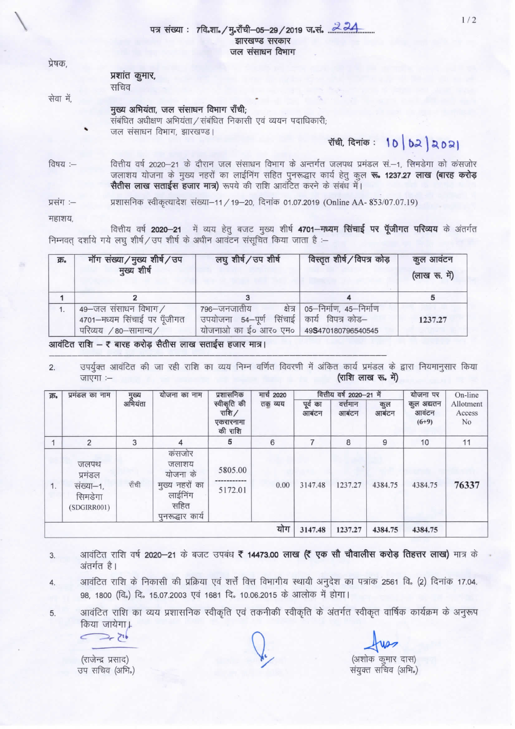पत्र संख्या : 7वि.शा./मु.राँची–05–29/2019 ज.सं. 224

झारखण्ड सरकार
जल संसाधन विभाग

प्रेषक,

**प्रशांत कुमार,**
सचिव

सेवा में,

**मुख्य अभियंता, जल संसाधन विभाग राँची;**
संबंधित अधीक्षण अभियंता/संबंधित निकासी एवं व्ययन पदाधिकारी;
जल संसाधन विभाग, झारखण्ड।

राँची, दिनांक : 10/02/2021

विषय :– वित्तीय वर्ष 2020–21 के दौरान जल संसाधन विभाग के अन्तर्गत जलपथ प्रमंडल सं.–1, सिमडेगा को कंसजोर जलाशय योजना के मुख्य नहरों का लाईनिंग सहित पुनरुद्धार कार्य हेतु कुल **रू. 1237.27 लाख (बारह करोड़ सैतीस लाख सताईस हजार मात्र)** रूपये की राशि आवंटित करने के संबंध में।

प्रसंग :– प्रशासनिक स्वीकृत्यादेश संख्या–11/19–20, दिनांक 01.07.2019 (Online AA- 853/07.07.19)

महाशय,

वित्तीय वर्ष **2020–21** में व्यय हेतु बजट मुख्य शीर्ष **4701–मध्यम सिंचाई पर पूँजीगत परिव्यय** के अंतर्गत निम्नवत् दर्शाये गये लघु शीर्ष/उप शीर्ष के अधीन आवंटन संसूचित किया जाता है :–

| क्र. | माँग संख्या/मुख्य शीर्ष/उप मुख्य शीर्ष | लघु शीर्ष/उप शीर्ष | विस्तृत शीर्ष/विपत्र कोड़ | कुल आवंटन (लाख रू. में) |
|---|---|---|---|---|
| 1 | 2 | 3 | 4 | 5 |
| 1. | 49–जल संसाधन विभाग/ 4701–मध्यम सिंचाई पर पूँजीगत परिव्यय /80–सामान्य/ | 796–जनजातीय क्षेत्र उपयोजना 54–पूर्ण सिंचाई योजनाओ का ई० आर० एम० | 05–निर्माण, 45–निर्माण कार्य विपत्र कोड– 49S470180796540545 | 1237.27 |

**आवंटित राशि – ₹ बारह करोड़ सैतीस लाख सताईस हजार मात्र।**

2. उपर्युक्त आवंटित की जा रही राशि का व्यय निम्न वर्णित विवरणी में अंकित कार्य प्रमंडल के द्वारा नियमानुसार किया जाएगा :– **(राशि लाख रू. में)**

| क्र. | प्रमंडल का नाम | मुख्य अभियंता | योजना का नाम | प्रशासनिक स्वीकृति की राशि/ एकरारनामा की राशि | मार्च 2020 तक व्यय | वित्तीय वर्ष 2020–21 में पूर्व का आवंटन | वर्त्तमान आवंटन | कुल आवंटन | योजना पर कुल अद्यतन आवंटन (6+9) | On-line Allotment Access No |
|---|---|---|---|---|---|---|---|---|---|---|
| 1 | 2 | 3 | 4 | 5 | 6 | 7 | 8 | 9 | 10 | 11 |
| 1. | जलपथ प्रमंडल संख्या–1, सिमडेगा (SDGIRR001) | राँची | कंसजोर जलाशय योजना के मुख्य नहरों का लाईनिंग सहित पुनरुद्धार कार्य | 5805.00 / 5172.01 | 0.00 | 3147.48 | 1237.27 | 4384.75 | 4384.75 | 76337 |
| | | | | | योग | 3147.48 | 1237.27 | 4384.75 | 4384.75 | |

3. आवंटित राशि वर्ष 2020–21 के बजट उपबंध **₹ 14473.00 लाख (₹ एक सौ चौवालीस करोड़ तिहत्तर लाख)** मात्र के अंतर्गत है।

4. आवंटित राशि के निकासी की प्रक्रिया एवं शर्तें वित्त विभागीय स्थायी अनुदेश का पत्रांक 2561 वि० (2) दिनांक 17.04.98, 1800 (वि०) दि० 15.07.2003 एवं 1681 दि० 10.06.2015 के आलोक में होगा।

5. आवंटित राशि का व्यय प्रशासनिक स्वीकृति एवं तकनीकी स्वीकृति के अंतर्गत स्वीकृत वार्षिक कार्यक्रम के अनुरूप किया जायेगा।

(राजेन्द्र प्रसाद)
उप सचिव (अभि०)

(अशोक कुमार दास)
संयुक्त सचिव (अभि०)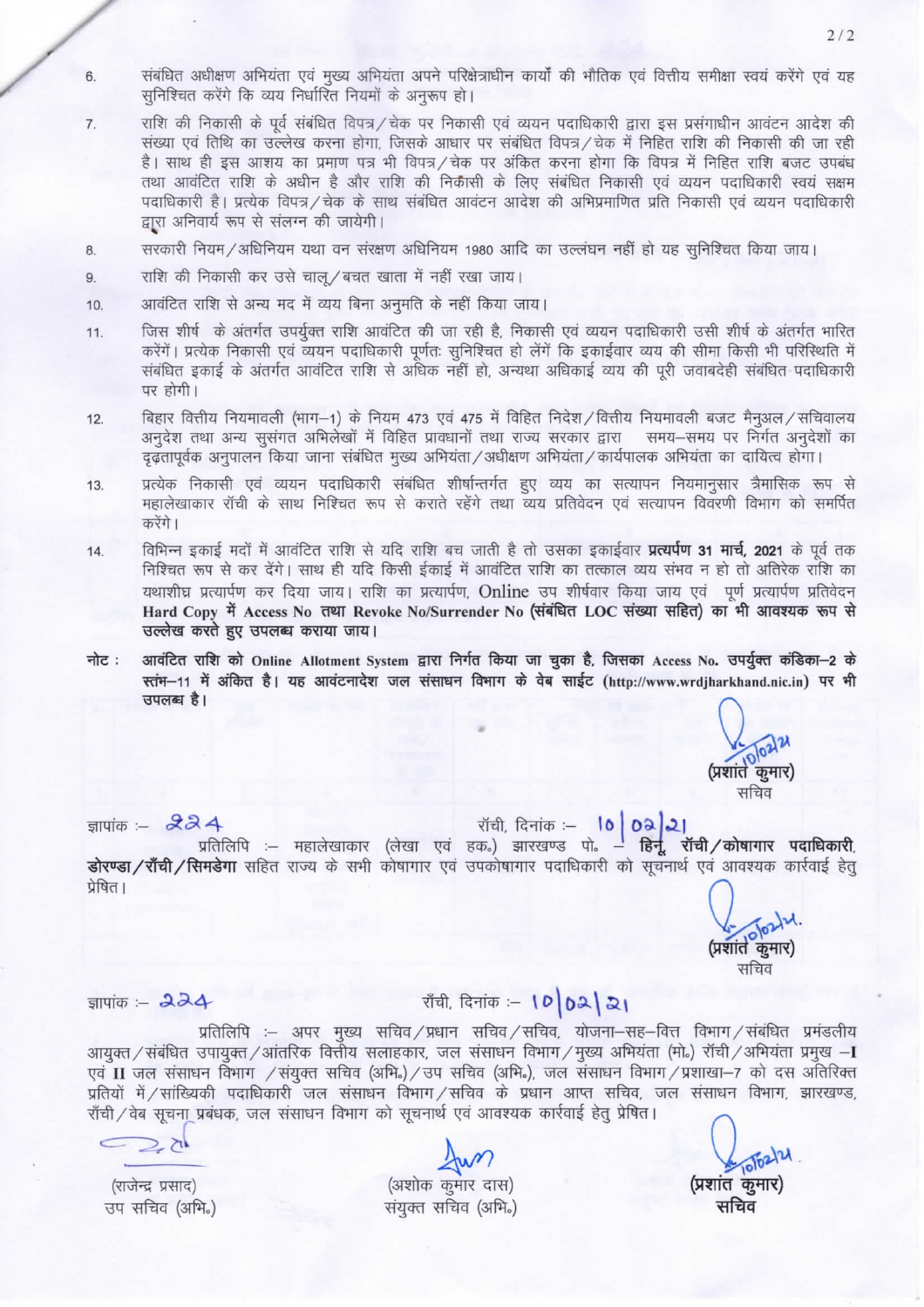6. संबंधित अधीक्षण अभियंता एवं मुख्य अभियंता अपने परिक्षेत्राधीन कार्यों की भौतिक एवं वित्तीय समीक्षा स्वयं करेंगे एवं यह सुनिश्चित करेंगे कि व्यय निर्धारित नियमों के अनुरूप हो।
7. राशि की निकासी के पूर्व संबंधित विपत्र/चेक पर निकासी एवं व्ययन पदाधिकारी द्वारा इस प्रसंगाधीन आवंटन आदेश की संख्या एवं तिथि का उल्लेख करना होगा, जिसके आधार पर संबंधित विपत्र/चेक में निहित राशि की निकासी की जा रही है। साथ ही इस आशय का प्रमाण पत्र भी विपत्र/चेक पर अंकित करना होगा कि विपत्र में निहित राशि बजट उपबंध तथा आवंटित राशि के अधीन है और राशि की निकासी के लिए संबंधित निकासी एवं व्ययन पदाधिकारी स्वयं सक्षम पदाधिकारी है। प्रत्येक विपत्र/चेक के साथ संबंधित आवंटन आदेश की अभिप्रमाणित प्रति निकासी एवं व्ययन पदाधिकारी द्वारा अनिवार्य रूप से संलग्न की जायेगी।
8. सरकारी नियम/अधिनियम यथा वन संरक्षण अधिनियम 1980 आदि का उल्लंघन नहीं हो यह सुनिश्चित किया जाय।
9. राशि की निकासी कर उसे चालू/बचत खाता में नहीं रखा जाय।
10. आवंटित राशि से अन्य मद में व्यय बिना अनुमति के नहीं किया जाय।
11. जिस शीर्ष के अंतर्गत उपर्युक्त राशि आवंटित की जा रही है, निकासी एवं व्ययन पदाधिकारी उसी शीर्ष के अंतर्गत भारित करेंगे। प्रत्येक निकासी एवं व्ययन पदाधिकारी पूर्णतः सुनिश्चित हो लेंगे कि इकाईवार व्यय की सीमा किसी भी परिस्थिति में संबंधित इकाई के अंतर्गत आवंटित राशि से अधिक नहीं हो, अन्यथा अधिकाई व्यय की पूरी जवाबदेही संबंधित पदाधिकारी पर होगी।
12. बिहार वित्तीय नियमावली (भाग–1) के नियम 473 एवं 475 में विहित निदेश/वित्तीय नियमावली बजट मैनुअल/सचिवालय अनुदेश तथा अन्य सुसंगत अभिलेखों में विहित प्रावधानों तथा राज्य सरकार द्वारा समय–समय पर निर्गत अनुदेशों का दृढ़तापूर्वक अनुपालन किया जाना संबंधित मुख्य अभियंता/अधीक्षण अभियंता/कार्यपालक अभियंता का दायित्व होगा।
13. प्रत्येक निकासी एवं व्ययन पदाधिकारी संबंधित शीर्षान्तर्गत हुए व्यय का सत्यापन नियमानुसार त्रैमासिक रूप से महालेखाकार राँची के साथ निश्चित रूप से कराते रहेंगे तथा व्यय प्रतिवेदन एवं सत्यापन विवरणी विभाग को समर्पित करेंगे।
14. विभिन्न इकाई मदों में आवंटित राशि से यदि राशि बच जाती है तो उसका इकाईवार **प्रत्यर्पण 31 मार्च, 2021** के पूर्व तक निश्चित रूप से कर देंगे। साथ ही यदि किसी ईकाई में आवंटित राशि का तत्काल व्यय संभव न हो तो अतिरेक राशि का यथाशीघ्र प्रत्यार्पण कर दिया जाय। राशि का प्रत्यार्पण, Online उप शीर्षवार किया जाय एवं पूर्ण प्रत्यार्पण प्रतिवेदन **Hard Copy में Access No तथा Revoke No/Surrender No (संबंधित LOC संख्या सहित) का भी आवश्यक रूप से उल्लेख करते हुए उपलब्ध कराया जाय।**

**नोट : आवंटित राशि को Online Allotment System द्वारा निर्गत किया जा चुका है, जिसका Access No. उपर्युक्त कंडिका–2 के स्तंभ–11 में अंकित है। यह आवंटनादेश जल संसाधन विभाग के वेब साईट (http://www.wrdjharkhand.nic.in) पर भी उपलब्ध है।**

10/02/21
(प्रशांत कुमार)
सचिव

ज्ञापांक :– 224 राँची, दिनांक :– 10/02/21

प्रतिलिपि :– महालेखाकार (लेखा एवं हक०) झारखण्ड पो० – हिनू, **राँची/कोषागार पदाधिकारी, डोरण्डा/राँची/सिमडेगा** सहित राज्य के सभी कोषागार एवं उपकोषागार पदाधिकारी को सूचनार्थ एवं आवश्यक कार्रवाई हेतु प्रेषित।

10/02/21
(प्रशांत कुमार)
सचिव

ज्ञापांक :– 224 राँची, दिनांक :– 10/02/21

प्रतिलिपि :– अपर मुख्य सचिव/प्रधान सचिव/सचिव, योजना–सह–वित्त विभाग/संबंधित प्रमंडलीय आयुक्त/संबंधित उपायुक्त/आंतरिक वित्तीय सलाहकार, जल संसाधन विभाग/मुख्य अभियंता (मो०) राँची/अभियंता प्रमुख –**I** एवं **II** जल संसाधन विभाग /संयुक्त सचिव (अभि०)/उप सचिव (अभि०), जल संसाधन विभाग/प्रशाखा–7 को दस अतिरिक्त प्रतियों में/सांख्यिकी पदाधिकारी जल संसाधन विभाग/सचिव के प्रधान आप्त सचिव, जल संसाधन विभाग, झारखण्ड, राँची/वेब सूचना प्रबंधक, जल संसाधन विभाग को सूचनार्थ एवं आवश्यक कार्रवाई हेतु प्रेषित।

(राजेन्द्र प्रसाद)
उप सचिव (अभि०)

(अशोक कुमार दास)
संयुक्त सचिव (अभि०)

10/02/21
**(प्रशांत कुमार)**
**सचिव**